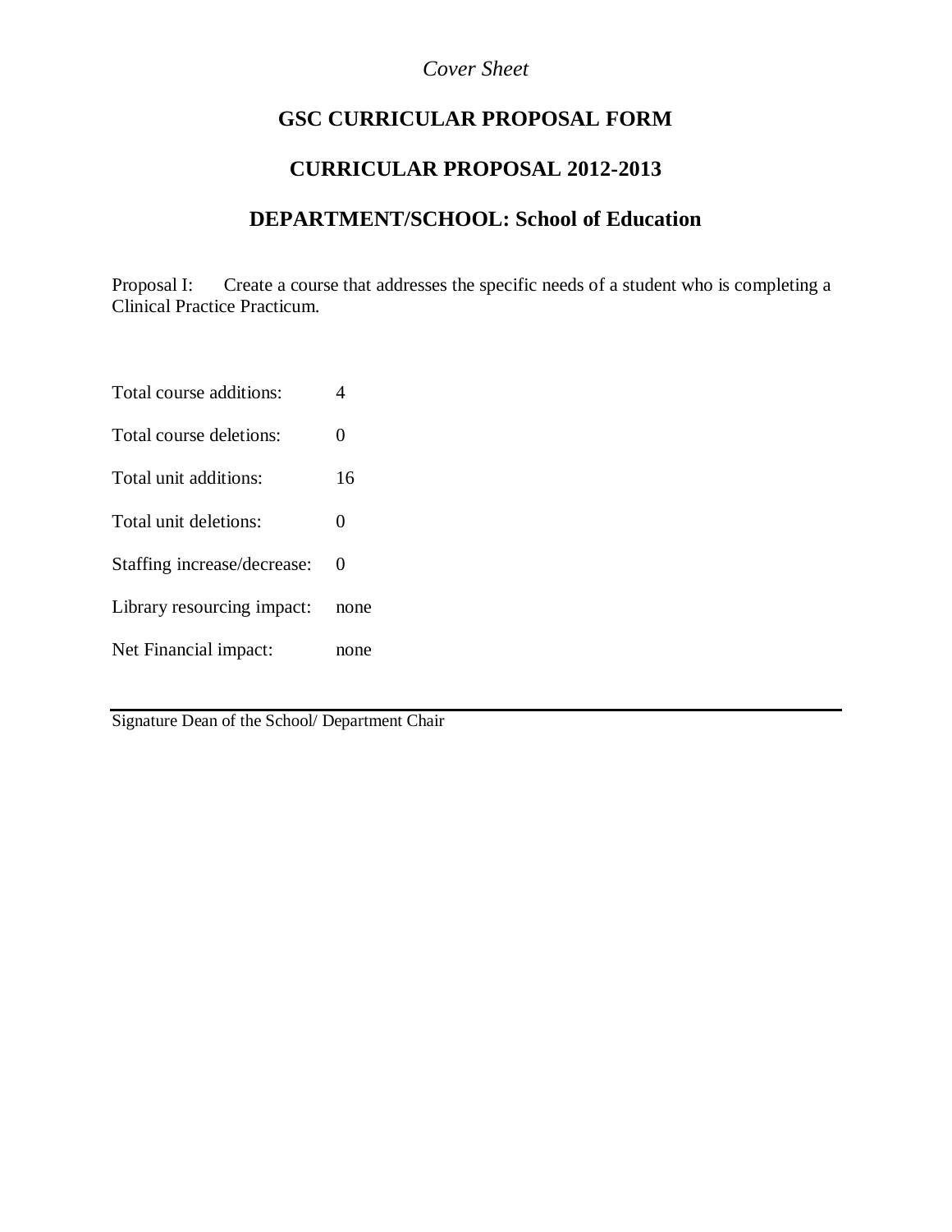*Cover Sheet*

# GSC CURRICULAR PROPOSAL FORM

## CURRICULAR PROPOSAL 2012-2013

## DEPARTMENT/SCHOOL: School of Education

Proposal I: Create a course that addresses the specific needs of a student who is completing a Clinical Practice Practicum.

Total course additions: 4

Total course deletions: 0

Total unit additions: 16

Total unit deletions: 0

Staffing increase/decrease: 0

Library resourcing impact: none

Net Financial impact: none

---

Signature Dean of the School/ Department Chair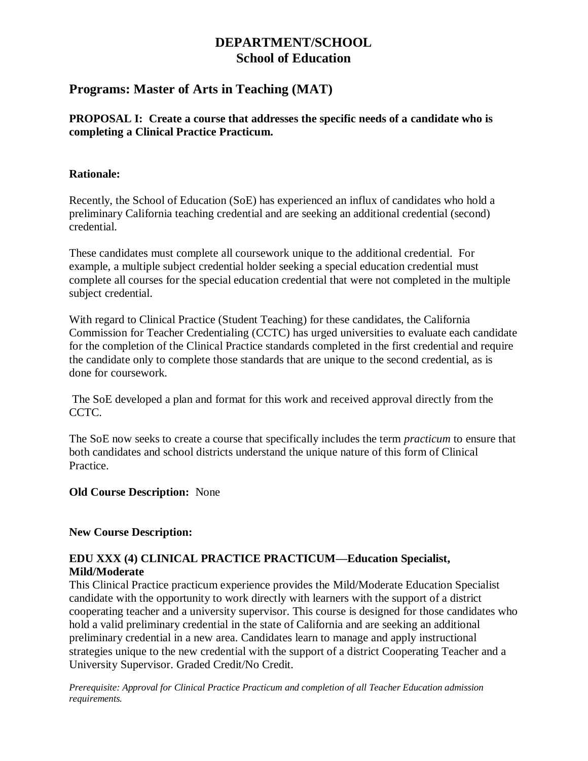# DEPARTMENT/SCHOOL
# School of Education

## Programs: Master of Arts in Teaching (MAT)

**PROPOSAL I: Create a course that addresses the specific needs of a candidate who is completing a Clinical Practice Practicum.**

**Rationale:**

Recently, the School of Education (SoE) has experienced an influx of candidates who hold a preliminary California teaching credential and are seeking an additional credential (second) credential.

These candidates must complete all coursework unique to the additional credential. For example, a multiple subject credential holder seeking a special education credential must complete all courses for the special education credential that were not completed in the multiple subject credential.

With regard to Clinical Practice (Student Teaching) for these candidates, the California Commission for Teacher Credentialing (CCTC) has urged universities to evaluate each candidate for the completion of the Clinical Practice standards completed in the first credential and require the candidate only to complete those standards that are unique to the second credential, as is done for coursework.

The SoE developed a plan and format for this work and received approval directly from the CCTC.

The SoE now seeks to create a course that specifically includes the term *practicum* to ensure that both candidates and school districts understand the unique nature of this form of Clinical Practice.

**Old Course Description:** None

**New Course Description:**

**EDU XXX (4) CLINICAL PRACTICE PRACTICUM—Education Specialist, Mild/Moderate**
This Clinical Practice practicum experience provides the Mild/Moderate Education Specialist candidate with the opportunity to work directly with learners with the support of a district cooperating teacher and a university supervisor. This course is designed for those candidates who hold a valid preliminary credential in the state of California and are seeking an additional preliminary credential in a new area. Candidates learn to manage and apply instructional strategies unique to the new credential with the support of a district Cooperating Teacher and a University Supervisor. Graded Credit/No Credit.

*Prerequisite: Approval for Clinical Practice Practicum and completion of all Teacher Education admission requirements.*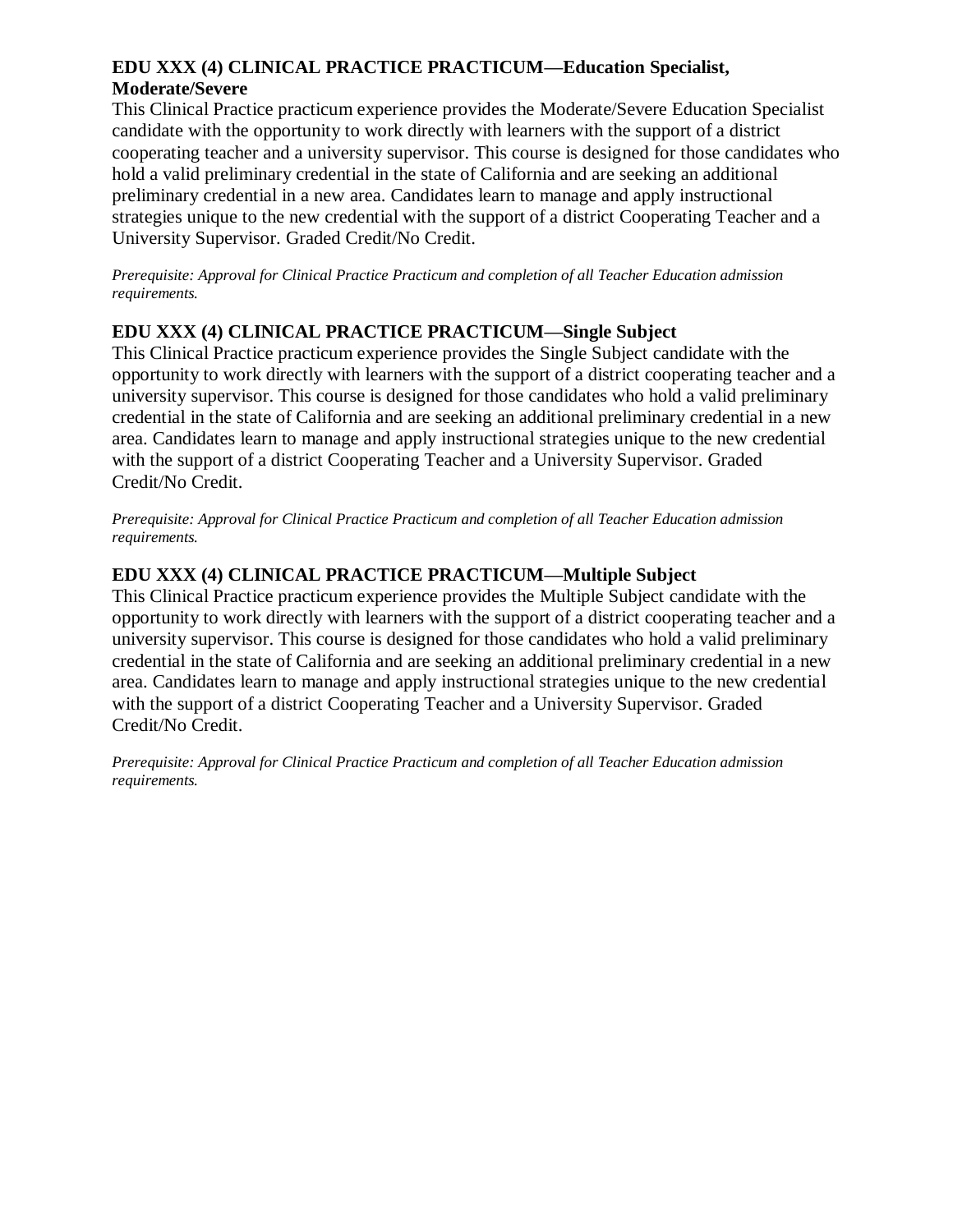**EDU XXX (4) CLINICAL PRACTICE PRACTICUM—Education Specialist, Moderate/Severe**

This Clinical Practice practicum experience provides the Moderate/Severe Education Specialist candidate with the opportunity to work directly with learners with the support of a district cooperating teacher and a university supervisor. This course is designed for those candidates who hold a valid preliminary credential in the state of California and are seeking an additional preliminary credential in a new area. Candidates learn to manage and apply instructional strategies unique to the new credential with the support of a district Cooperating Teacher and a University Supervisor. Graded Credit/No Credit.

*Prerequisite: Approval for Clinical Practice Practicum and completion of all Teacher Education admission requirements.*

**EDU XXX (4) CLINICAL PRACTICE PRACTICUM—Single Subject**

This Clinical Practice practicum experience provides the Single Subject candidate with the opportunity to work directly with learners with the support of a district cooperating teacher and a university supervisor. This course is designed for those candidates who hold a valid preliminary credential in the state of California and are seeking an additional preliminary credential in a new area. Candidates learn to manage and apply instructional strategies unique to the new credential with the support of a district Cooperating Teacher and a University Supervisor. Graded Credit/No Credit.

*Prerequisite: Approval for Clinical Practice Practicum and completion of all Teacher Education admission requirements.*

**EDU XXX (4) CLINICAL PRACTICE PRACTICUM—Multiple Subject**

This Clinical Practice practicum experience provides the Multiple Subject candidate with the opportunity to work directly with learners with the support of a district cooperating teacher and a university supervisor. This course is designed for those candidates who hold a valid preliminary credential in the state of California and are seeking an additional preliminary credential in a new area. Candidates learn to manage and apply instructional strategies unique to the new credential with the support of a district Cooperating Teacher and a University Supervisor. Graded Credit/No Credit.

*Prerequisite: Approval for Clinical Practice Practicum and completion of all Teacher Education admission requirements.*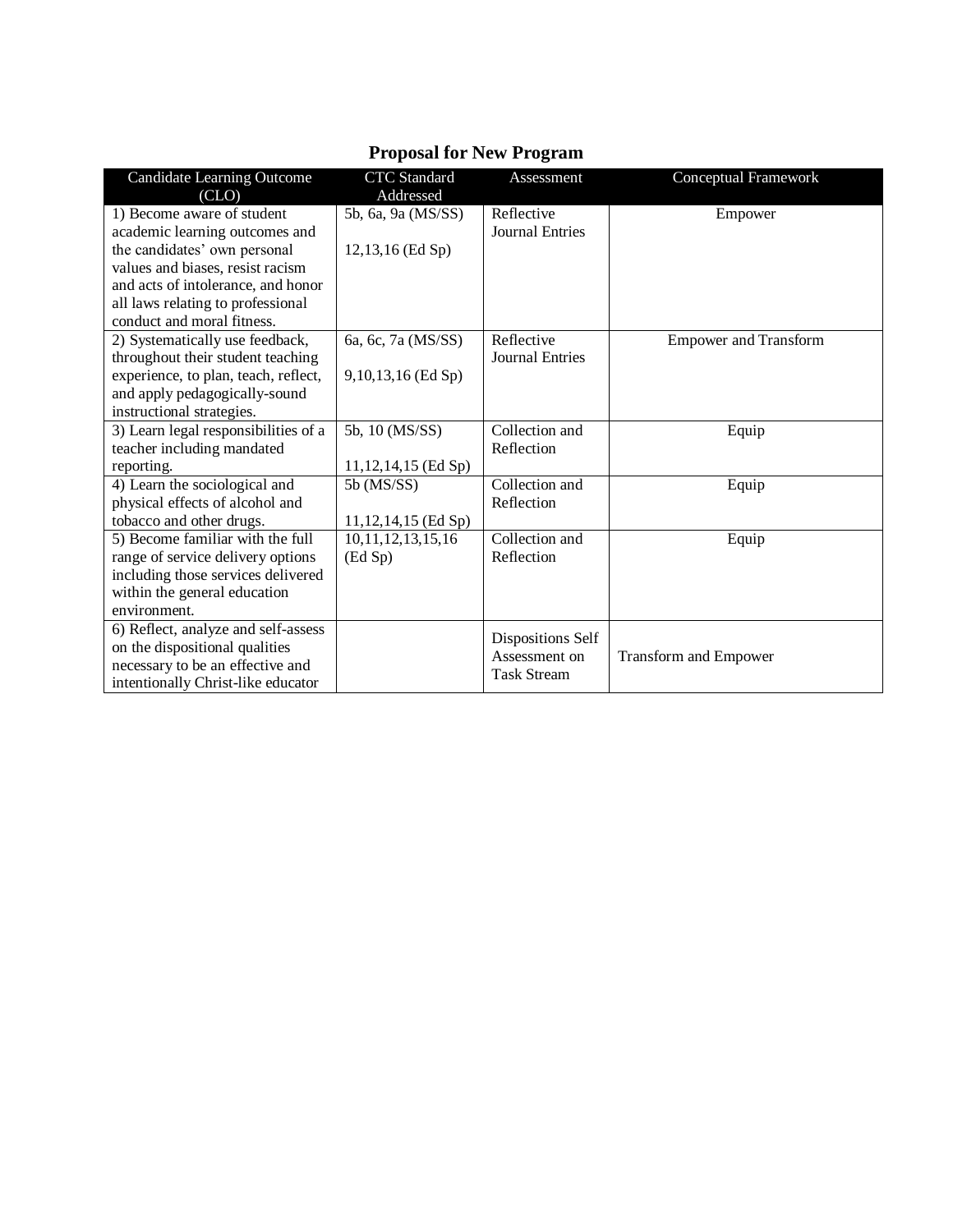**Proposal for New Program**

| Candidate Learning Outcome (CLO) | CTC Standard Addressed | Assessment | Conceptual Framework |
|---|---|---|---|
| 1) Become aware of student academic learning outcomes and the candidates' own personal values and biases, resist racism and acts of intolerance, and honor all laws relating to professional conduct and moral fitness. | 5b, 6a, 9a (MS/SS)<br><br>12,13,16 (Ed Sp) | Reflective Journal Entries | Empower |
| 2) Systematically use feedback, throughout their student teaching experience, to plan, teach, reflect, and apply pedagogically-sound instructional strategies. | 6a, 6c, 7a (MS/SS)<br><br>9,10,13,16 (Ed Sp) | Reflective Journal Entries | Empower and Transform |
| 3) Learn legal responsibilities of a teacher including mandated reporting. | 5b, 10 (MS/SS)<br><br>11,12,14,15 (Ed Sp) | Collection and Reflection | Equip |
| 4) Learn the sociological and physical effects of alcohol and tobacco and other drugs. | 5b (MS/SS)<br><br>11,12,14,15 (Ed Sp) | Collection and Reflection | Equip |
| 5) Become familiar with the full range of service delivery options including those services delivered within the general education environment. | 10,11,12,13,15,16 (Ed Sp) | Collection and Reflection | Equip |
| 6) Reflect, analyze and self-assess on the dispositional qualities necessary to be an effective and intentionally Christ-like educator | | Dispositions Self Assessment on Task Stream | Transform and Empower |